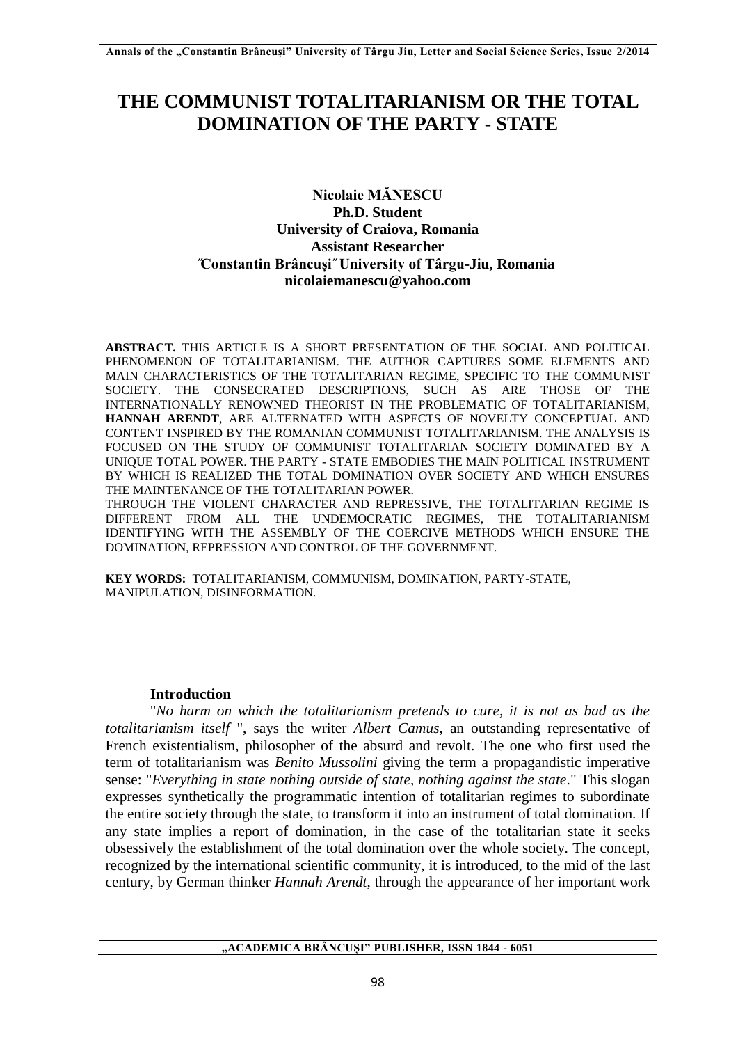# THE COMMUNIST TOTALITARIANISM OR THE TOTAL DOMINATION OF THE PARTY - STATE

**Nicolaie MĂNESCU**
**Ph.D. Student**
**University of Craiova, Romania**
**Assistant Researcher**
**″Constantin Brâncuși″ University of Târgu-Jiu, Romania**
**nicolaiemanescu@yahoo.com**

**ABSTRACT.** THIS ARTICLE IS A SHORT PRESENTATION OF THE SOCIAL AND POLITICAL PHENOMENON OF TOTALITARIANISM. THE AUTHOR CAPTURES SOME ELEMENTS AND MAIN CHARACTERISTICS OF THE TOTALITARIAN REGIME, SPECIFIC TO THE COMMUNIST SOCIETY. THE CONSECRATED DESCRIPTIONS, SUCH AS ARE THOSE OF THE INTERNATIONALLY RENOWNED THEORIST IN THE PROBLEMATIC OF TOTALITARIANISM, **HANNAH ARENDT**, ARE ALTERNATED WITH ASPECTS OF NOVELTY CONCEPTUAL AND CONTENT INSPIRED BY THE ROMANIAN COMMUNIST TOTALITARIANISM. THE ANALYSIS IS FOCUSED ON THE STUDY OF COMMUNIST TOTALITARIAN SOCIETY DOMINATED BY A UNIQUE TOTAL POWER. THE PARTY - STATE EMBODIES THE MAIN POLITICAL INSTRUMENT BY WHICH IS REALIZED THE TOTAL DOMINATION OVER SOCIETY AND WHICH ENSURES THE MAINTENANCE OF THE TOTALITARIAN POWER.
THROUGH THE VIOLENT CHARACTER AND REPRESSIVE, THE TOTALITARIAN REGIME IS DIFFERENT FROM ALL THE UNDEMOCRATIC REGIMES, THE TOTALITARIANISM IDENTIFYING WITH THE ASSEMBLY OF THE COERCIVE METHODS WHICH ENSURE THE DOMINATION, REPRESSION AND CONTROL OF THE GOVERNMENT.

**KEY WORDS:** TOTALITARIANISM, COMMUNISM, DOMINATION, PARTY-STATE, MANIPULATION, DISINFORMATION.

## Introduction

"*No harm on which the totalitarianism pretends to cure, it is not as bad as the totalitarianism itself* ", says the writer *Albert Camus*, an outstanding representative of French existentialism, philosopher of the absurd and revolt. The one who first used the term of totalitarianism was *Benito Mussolini* giving the term a propagandistic imperative sense: "*Everything in state nothing outside of state, nothing against the state*." This slogan expresses synthetically the programmatic intention of totalitarian regimes to subordinate the entire society through the state, to transform it into an instrument of total domination. If any state implies a report of domination, in the case of the totalitarian state it seeks obsessively the establishment of the total domination over the whole society. The concept, recognized by the international scientific community, it is introduced, to the mid of the last century, by German thinker *Hannah Arendt*, through the appearance of her important work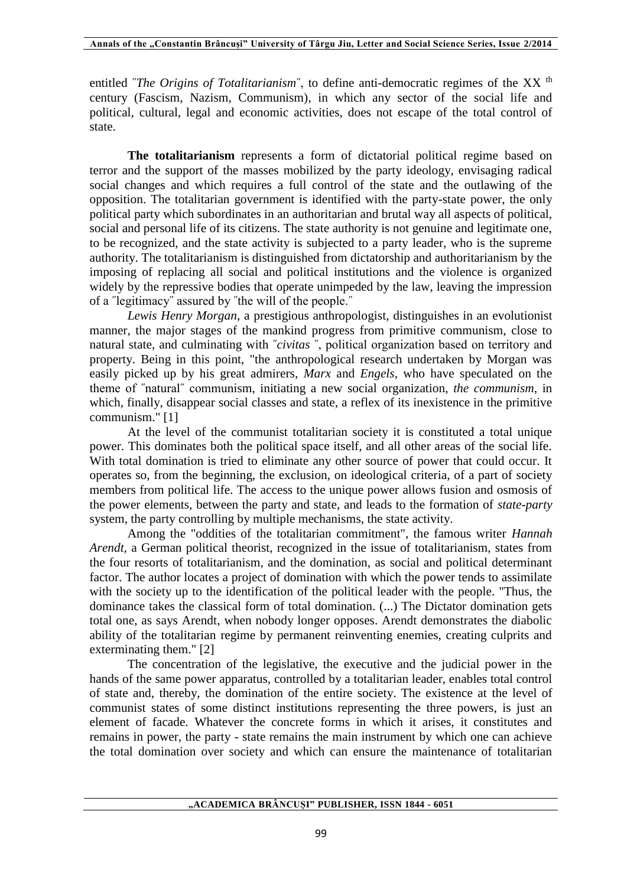entitled *″The Origins of Totalitarianism″*, to define anti-democratic regimes of the XX th century (Fascism, Nazism, Communism), in which any sector of the social life and political, cultural, legal and economic activities, does not escape of the total control of state.

**The totalitarianism** represents a form of dictatorial political regime based on terror and the support of the masses mobilized by the party ideology, envisaging radical social changes and which requires a full control of the state and the outlawing of the opposition. The totalitarian government is identified with the party-state power, the only political party which subordinates in an authoritarian and brutal way all aspects of political, social and personal life of its citizens. The state authority is not genuine and legitimate one, to be recognized, and the state activity is subjected to a party leader, who is the supreme authority. The totalitarianism is distinguished from dictatorship and authoritarianism by the imposing of replacing all social and political institutions and the violence is organized widely by the repressive bodies that operate unimpeded by the law, leaving the impression of a ″legitimacy″ assured by ″the will of the people.″

*Lewis Henry Morgan*, a prestigious anthropologist, distinguishes in an evolutionist manner, the major stages of the mankind progress from primitive communism, close to natural state, and culminating with *″civitas ″*, political organization based on territory and property. Being in this point, "the anthropological research undertaken by Morgan was easily picked up by his great admirers, *Marx* and *Engels*, who have speculated on the theme of ″natural″ communism, initiating a new social organization, *the communism*, in which, finally, disappear social classes and state, a reflex of its inexistence in the primitive communism." [1]

At the level of the communist totalitarian society it is constituted a total unique power. This dominates both the political space itself, and all other areas of the social life. With total domination is tried to eliminate any other source of power that could occur. It operates so, from the beginning, the exclusion, on ideological criteria, of a part of society members from political life. The access to the unique power allows fusion and osmosis of the power elements, between the party and state, and leads to the formation of *state-party* system, the party controlling by multiple mechanisms, the state activity.

Among the "oddities of the totalitarian commitment", the famous writer *Hannah Arendt*, a German political theorist, recognized in the issue of totalitarianism, states from the four resorts of totalitarianism, and the domination, as social and political determinant factor. The author locates a project of domination with which the power tends to assimilate with the society up to the identification of the political leader with the people. "Thus, the dominance takes the classical form of total domination. (...) The Dictator domination gets total one, as says Arendt, when nobody longer opposes. Arendt demonstrates the diabolic ability of the totalitarian regime by permanent reinventing enemies, creating culprits and exterminating them." [2]

The concentration of the legislative, the executive and the judicial power in the hands of the same power apparatus, controlled by a totalitarian leader, enables total control of state and, thereby, the domination of the entire society. The existence at the level of communist states of some distinct institutions representing the three powers, is just an element of facade. Whatever the concrete forms in which it arises, it constitutes and remains in power, the party - state remains the main instrument by which one can achieve the total domination over society and which can ensure the maintenance of totalitarian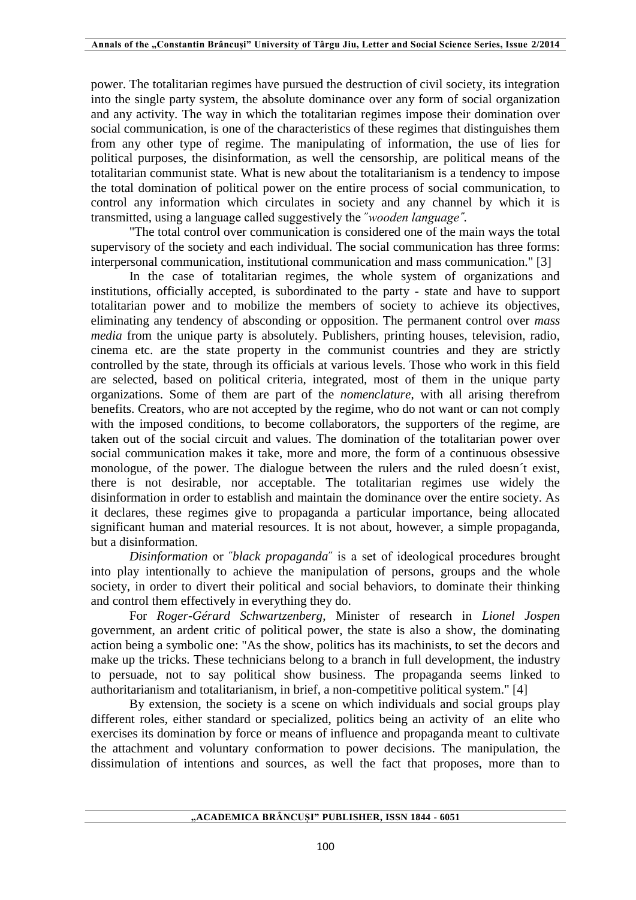power. The totalitarian regimes have pursued the destruction of civil society, its integration into the single party system, the absolute dominance over any form of social organization and any activity. The way in which the totalitarian regimes impose their domination over social communication, is one of the characteristics of these regimes that distinguishes them from any other type of regime. The manipulating of information, the use of lies for political purposes, the disinformation, as well the censorship, are political means of the totalitarian communist state. What is new about the totalitarianism is a tendency to impose the total domination of political power on the entire process of social communication, to control any information which circulates in society and any channel by which it is transmitted, using a language called suggestively the *″wooden language″*.

"The total control over communication is considered one of the main ways the total supervisory of the society and each individual. The social communication has three forms: interpersonal communication, institutional communication and mass communication." [3]

In the case of totalitarian regimes, the whole system of organizations and institutions, officially accepted, is subordinated to the party - state and have to support totalitarian power and to mobilize the members of society to achieve its objectives, eliminating any tendency of absconding or opposition. The permanent control over *mass media* from the unique party is absolutely. Publishers, printing houses, television, radio, cinema etc. are the state property in the communist countries and they are strictly controlled by the state, through its officials at various levels. Those who work in this field are selected, based on political criteria, integrated, most of them in the unique party organizations. Some of them are part of the *nomenclature*, with all arising therefrom benefits. Creators, who are not accepted by the regime, who do not want or can not comply with the imposed conditions, to become collaborators, the supporters of the regime, are taken out of the social circuit and values. The domination of the totalitarian power over social communication makes it take, more and more, the form of a continuous obsessive monologue, of the power. The dialogue between the rulers and the ruled doesn´t exist, there is not desirable, nor acceptable. The totalitarian regimes use widely the disinformation in order to establish and maintain the dominance over the entire society. As it declares, these regimes give to propaganda a particular importance, being allocated significant human and material resources. It is not about, however, a simple propaganda, but a disinformation.

*Disinformation* or *″black propaganda″* is a set of ideological procedures brought into play intentionally to achieve the manipulation of persons, groups and the whole society, in order to divert their political and social behaviors, to dominate their thinking and control them effectively in everything they do.

For *Roger-Gérard Schwartzenberg*, Minister of research in *Lionel Jospen* government, an ardent critic of political power, the state is also a show, the dominating action being a symbolic one: "As the show, politics has its machinists, to set the decors and make up the tricks. These technicians belong to a branch in full development, the industry to persuade, not to say political show business. The propaganda seems linked to authoritarianism and totalitarianism, in brief, a non-competitive political system." [4]

By extension, the society is a scene on which individuals and social groups play different roles, either standard or specialized, politics being an activity of an elite who exercises its domination by force or means of influence and propaganda meant to cultivate the attachment and voluntary conformation to power decisions. The manipulation, the dissimulation of intentions and sources, as well the fact that proposes, more than to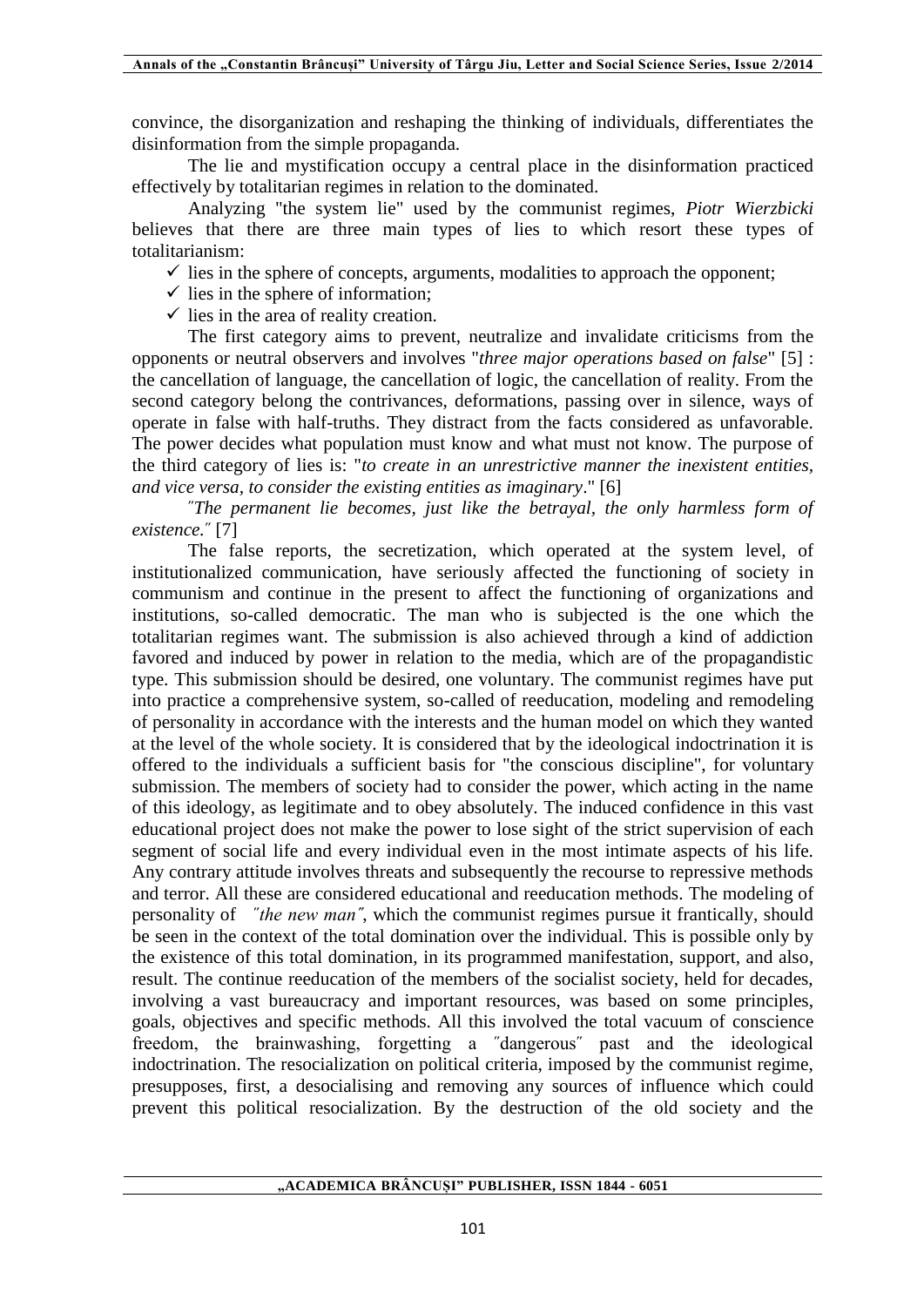convince, the disorganization and reshaping the thinking of individuals, differentiates the disinformation from the simple propaganda.

The lie and mystification occupy a central place in the disinformation practiced effectively by totalitarian regimes in relation to the dominated.

Analyzing "the system lie" used by the communist regimes, *Piotr Wierzbicki* believes that there are three main types of lies to which resort these types of totalitarianism:

- ✓ lies in the sphere of concepts, arguments, modalities to approach the opponent;
- ✓ lies in the sphere of information;
- ✓ lies in the area of reality creation.

The first category aims to prevent, neutralize and invalidate criticisms from the opponents or neutral observers and involves "*three major operations based on false*" [5] : the cancellation of language, the cancellation of logic, the cancellation of reality. From the second category belong the contrivances, deformations, passing over in silence, ways of operate in false with half-truths. They distract from the facts considered as unfavorable. The power decides what population must know and what must not know. The purpose of the third category of lies is: "*to create in an unrestrictive manner the inexistent entities, and vice versa, to consider the existing entities as imaginary*." [6]

*″The permanent lie becomes, just like the betrayal, the only harmless form of existence.″* [7]

The false reports, the secretization, which operated at the system level, of institutionalized communication, have seriously affected the functioning of society in communism and continue in the present to affect the functioning of organizations and institutions, so-called democratic. The man who is subjected is the one which the totalitarian regimes want. The submission is also achieved through a kind of addiction favored and induced by power in relation to the media, which are of the propagandistic type. This submission should be desired, one voluntary. The communist regimes have put into practice a comprehensive system, so-called of reeducation, modeling and remodeling of personality in accordance with the interests and the human model on which they wanted at the level of the whole society. It is considered that by the ideological indoctrination it is offered to the individuals a sufficient basis for "the conscious discipline", for voluntary submission. The members of society had to consider the power, which acting in the name of this ideology, as legitimate and to obey absolutely. The induced confidence in this vast educational project does not make the power to lose sight of the strict supervision of each segment of social life and every individual even in the most intimate aspects of his life. Any contrary attitude involves threats and subsequently the recourse to repressive methods and terror. All these are considered educational and reeducation methods. The modeling of personality of *″the new man″*, which the communist regimes pursue it frantically, should be seen in the context of the total domination over the individual. This is possible only by the existence of this total domination, in its programmed manifestation, support, and also, result. The continue reeducation of the members of the socialist society, held for decades, involving a vast bureaucracy and important resources, was based on some principles, goals, objectives and specific methods. All this involved the total vacuum of conscience freedom, the brainwashing, forgetting a ″dangerous″ past and the ideological indoctrination. The resocialization on political criteria, imposed by the communist regime, presupposes, first, a desocialising and removing any sources of influence which could prevent this political resocialization. By the destruction of the old society and the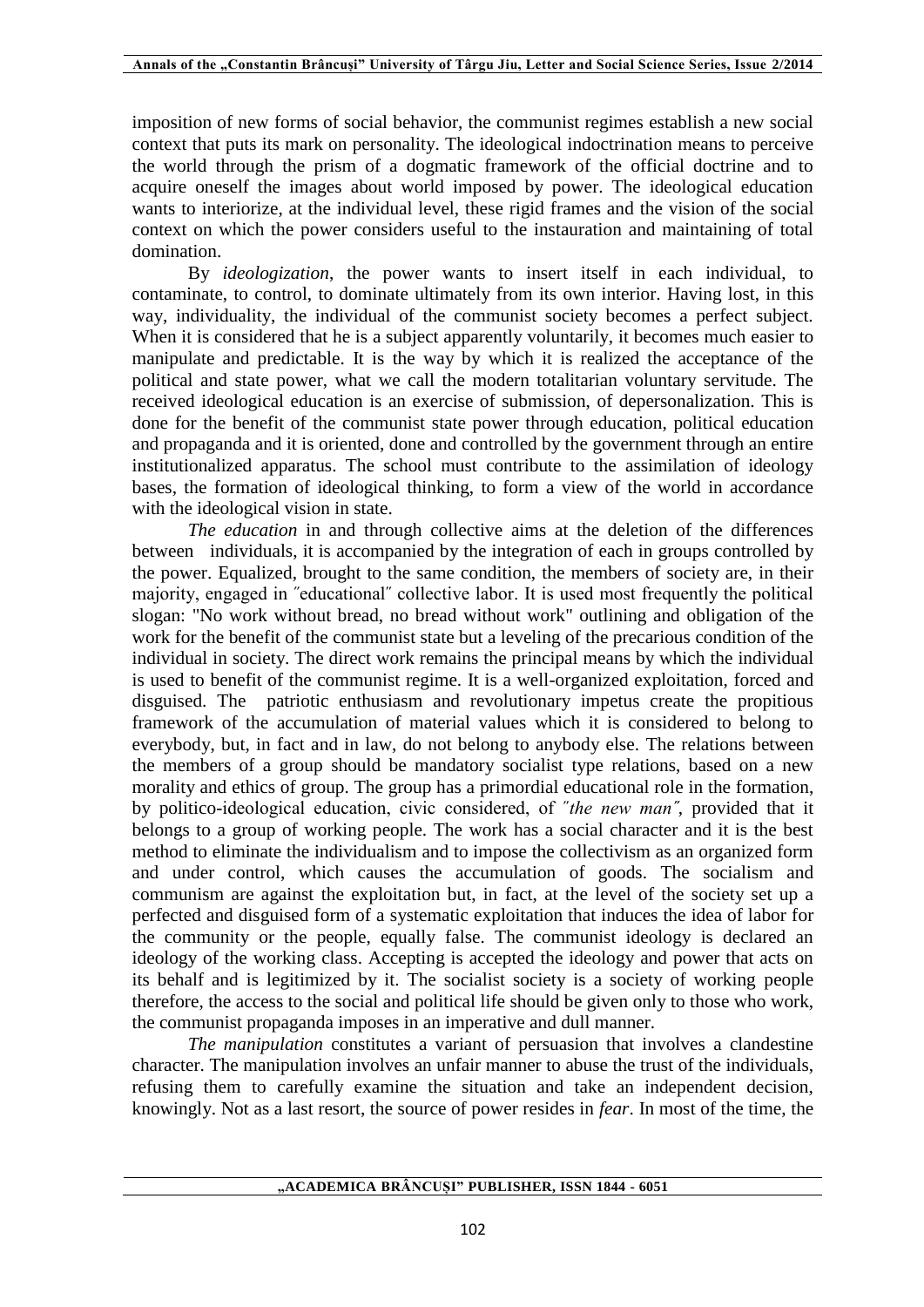imposition of new forms of social behavior, the communist regimes establish a new social context that puts its mark on personality. The ideological indoctrination means to perceive the world through the prism of a dogmatic framework of the official doctrine and to acquire oneself the images about world imposed by power. The ideological education wants to interiorize, at the individual level, these rigid frames and the vision of the social context on which the power considers useful to the instauration and maintaining of total domination.

By *ideologization*, the power wants to insert itself in each individual, to contaminate, to control, to dominate ultimately from its own interior. Having lost, in this way, individuality, the individual of the communist society becomes a perfect subject. When it is considered that he is a subject apparently voluntarily, it becomes much easier to manipulate and predictable. It is the way by which it is realized the acceptance of the political and state power, what we call the modern totalitarian voluntary servitude. The received ideological education is an exercise of submission, of depersonalization. This is done for the benefit of the communist state power through education, political education and propaganda and it is oriented, done and controlled by the government through an entire institutionalized apparatus. The school must contribute to the assimilation of ideology bases, the formation of ideological thinking, to form a view of the world in accordance with the ideological vision in state.

*The education* in and through collective aims at the deletion of the differences between individuals, it is accompanied by the integration of each in groups controlled by the power. Equalized, brought to the same condition, the members of society are, in their majority, engaged in ″educational″ collective labor. It is used most frequently the political slogan: "No work without bread, no bread without work" outlining and obligation of the work for the benefit of the communist state but a leveling of the precarious condition of the individual in society. The direct work remains the principal means by which the individual is used to benefit of the communist regime. It is a well-organized exploitation, forced and disguised. The patriotic enthusiasm and revolutionary impetus create the propitious framework of the accumulation of material values which it is considered to belong to everybody, but, in fact and in law, do not belong to anybody else. The relations between the members of a group should be mandatory socialist type relations, based on a new morality and ethics of group. The group has a primordial educational role in the formation, by politico-ideological education, civic considered, of *″the new man″*, provided that it belongs to a group of working people. The work has a social character and it is the best method to eliminate the individualism and to impose the collectivism as an organized form and under control, which causes the accumulation of goods. The socialism and communism are against the exploitation but, in fact, at the level of the society set up a perfected and disguised form of a systematic exploitation that induces the idea of labor for the community or the people, equally false. The communist ideology is declared an ideology of the working class. Accepting is accepted the ideology and power that acts on its behalf and is legitimized by it. The socialist society is a society of working people therefore, the access to the social and political life should be given only to those who work, the communist propaganda imposes in an imperative and dull manner.

*The manipulation* constitutes a variant of persuasion that involves a clandestine character. The manipulation involves an unfair manner to abuse the trust of the individuals, refusing them to carefully examine the situation and take an independent decision, knowingly. Not as a last resort, the source of power resides in *fear*. In most of the time, the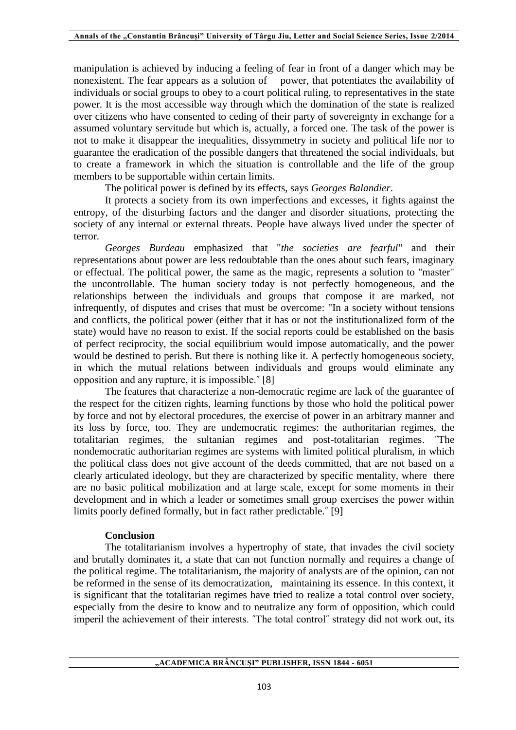manipulation is achieved by inducing a feeling of fear in front of a danger which may be nonexistent. The fear appears as a solution of power, that potentiates the availability of individuals or social groups to obey to a court political ruling, to representatives in the state power. It is the most accessible way through which the domination of the state is realized over citizens who have consented to ceding of their party of sovereignty in exchange for a assumed voluntary servitude but which is, actually, a forced one. The task of the power is not to make it disappear the inequalities, dissymmetry in society and political life nor to guarantee the eradication of the possible dangers that threatened the social individuals, but to create a framework in which the situation is controllable and the life of the group members to be supportable within certain limits.

The political power is defined by its effects, says *Georges Balandier*.

It protects a society from its own imperfections and excesses, it fights against the entropy, of the disturbing factors and the danger and disorder situations, protecting the society of any internal or external threats. People have always lived under the specter of terror.

*Georges Burdeau* emphasized that "*the societies are fearful*" and their representations about power are less redoubtable than the ones about such fears, imaginary or effectual. The political power, the same as the magic, represents a solution to "master" the uncontrollable. The human society today is not perfectly homogeneous, and the relationships between the individuals and groups that compose it are marked, not infrequently, of disputes and crises that must be overcome: "In a society without tensions and conflicts, the political power (either that it has or not the institutionalized form of the state) would have no reason to exist. If the social reports could be established on the basis of perfect reciprocity, the social equilibrium would impose automatically, and the power would be destined to perish. But there is nothing like it. A perfectly homogeneous society, in which the mutual relations between individuals and groups would eliminate any opposition and any rupture, it is impossible.″ [8]

The features that characterize a non-democratic regime are lack of the guarantee of the respect for the citizen rights, learning functions by those who hold the political power by force and not by electoral procedures, the exercise of power in an arbitrary manner and its loss by force, too. They are undemocratic regimes: the authoritarian regimes, the totalitarian regimes, the sultanian regimes and post-totalitarian regimes. ″The nondemocratic authoritarian regimes are systems with limited political pluralism, in which the political class does not give account of the deeds committed, that are not based on a clearly articulated ideology, but they are characterized by specific mentality, where there are no basic political mobilization and at large scale, except for some moments in their development and in which a leader or sometimes small group exercises the power within limits poorly defined formally, but in fact rather predictable.″ [9]

## Conclusion

The totalitarianism involves a hypertrophy of state, that invades the civil society and brutally dominates it, a state that can not function normally and requires a change of the political regime. The totalitarianism, the majority of analysts are of the opinion, can not be reformed in the sense of its democratization, maintaining its essence. In this context, it is significant that the totalitarian regimes have tried to realize a total control over society, especially from the desire to know and to neutralize any form of opposition, which could imperil the achievement of their interests. ″The total control″ strategy did not work out, its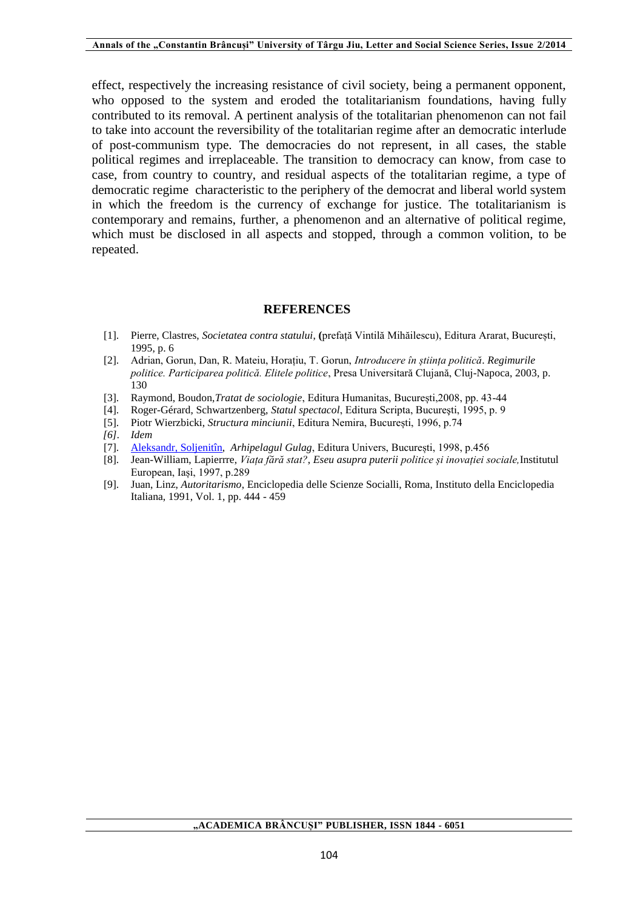effect, respectively the increasing resistance of civil society, being a permanent opponent, who opposed to the system and eroded the totalitarianism foundations, having fully contributed to its removal. A pertinent analysis of the totalitarian phenomenon can not fail to take into account the reversibility of the totalitarian regime after an democratic interlude of post-communism type. The democracies do not represent, in all cases, the stable political regimes and irreplaceable. The transition to democracy can know, from case to case, from country to country, and residual aspects of the totalitarian regime, a type of democratic regime characteristic to the periphery of the democrat and liberal world system in which the freedom is the currency of exchange for justice. The totalitarianism is contemporary and remains, further, a phenomenon and an alternative of political regime, which must be disclosed in all aspects and stopped, through a common volition, to be repeated.

## REFERENCES

[1]. Pierre, Clastres, *Societatea contra statului*, **(**prefață Vintilă Mihăilescu), Editura Ararat, București, 1995, p. 6

[2]. Adrian, Gorun, Dan, R. Mateiu, Horațiu, T. Gorun, *Introducere în știința politică*. *Regimurile politice. Participarea politică. Elitele politice*, Presa Universitară Clujană, Cluj-Napoca, 2003, p. 130

[3]. Raymond, Boudon,*Tratat de sociologie*, Editura Humanitas, București,2008, pp. 43-44

[4]. Roger-Gérard, Schwartzenberg, *Statul spectacol*, Editura Scripta, București, 1995, p. 9

[5]. Piotr Wierzbicki, *Structura minciunii*, Editura Nemira, București, 1996, p.74

*[6]*. *Idem*

[7]. Aleksandr, Soljenitîn, *Arhipelagul Gulag*, Editura Univers, București, 1998, p.456

[8]. Jean-William, Lapierrre, *Viața fără stat?, Eseu asupra puterii politice și inovației sociale,*Institutul European, Iași, 1997, p.289

[9]. Juan, Linz, *Autoritarismo*, Enciclopedia delle Scienze Socialli, Roma, Instituto della Enciclopedia Italiana, 1991, Vol. 1, pp. 444 - 459